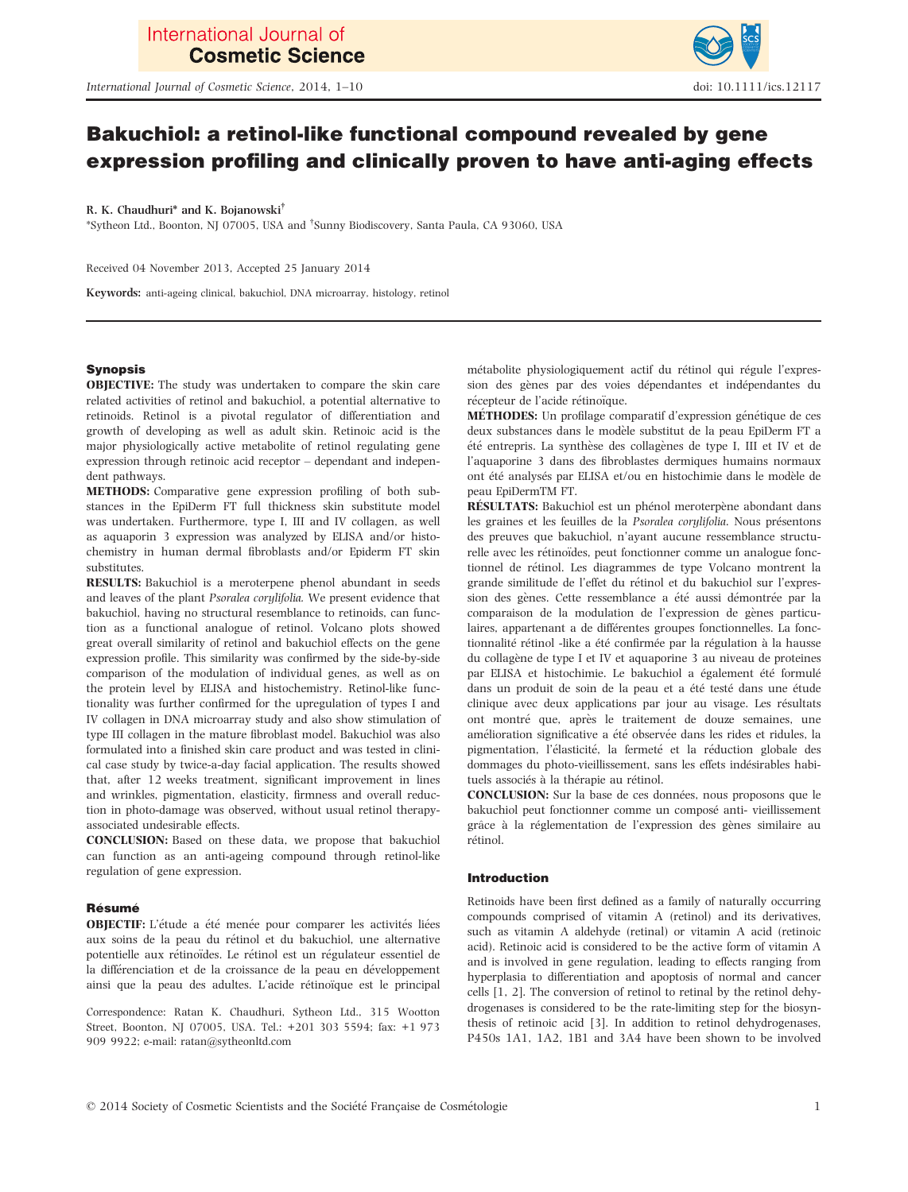# Bakuchiol: a retinol-like functional compound revealed by gene expression profiling and clinically proven to have anti-aging effects

R. K. Chaudhuri* and K. Bojanowski†

*Sytheon Ltd., Boonton, NJ 07005, USA and †Sunny Biodiscovery, Santa Paula, CA 93060, USA

Received 04 November 2013, Accepted 25 January 2014

**Keywords:** anti-ageing clinical, bakuchiol, DNA microarray, histology, retinol

## Synopsis

**OBJECTIVE:** The study was undertaken to compare the skin care related activities of retinol and bakuchiol, a potential alternative to retinoids. Retinol is a pivotal regulator of differentiation and growth of developing as well as adult skin. Retinoic acid is the major physiologically active metabolite of retinol regulating gene expression through retinoic acid receptor – dependant and independent pathways.

**METHODS:** Comparative gene expression profiling of both substances in the EpiDerm FT full thickness skin substitute model was undertaken. Furthermore, type I, III and IV collagen, as well as aquaporin 3 expression was analyzed by ELISA and/or histochemistry in human dermal fibroblasts and/or Epiderm FT skin substitutes.

**RESULTS:** Bakuchiol is a meroterpene phenol abundant in seeds and leaves of the plant *Psoralea corylifolia*. We present evidence that bakuchiol, having no structural resemblance to retinoids, can function as a functional analogue of retinol. Volcano plots showed great overall similarity of retinol and bakuchiol effects on the gene expression profile. This similarity was confirmed by the side-by-side comparison of the modulation of individual genes, as well as on the protein level by ELISA and histochemistry. Retinol-like functionality was further confirmed for the upregulation of types I and IV collagen in DNA microarray study and also show stimulation of type III collagen in the mature fibroblast model. Bakuchiol was also formulated into a finished skin care product and was tested in clinical case study by twice-a-day facial application. The results showed that, after 12 weeks treatment, significant improvement in lines and wrinkles, pigmentation, elasticity, firmness and overall reduction in photo-damage was observed, without usual retinol therapy-associated undesirable effects.

**CONCLUSION:** Based on these data, we propose that bakuchiol can function as an anti-ageing compound through retinol-like regulation of gene expression.

## Résumé

**OBJECTIF:** L'étude a été menée pour comparer les activités liées aux soins de la peau du rétinol et du bakuchiol, une alternative potentielle aux rétinoïdes. Le rétinol est un régulateur essentiel de la différenciation et de la croissance de la peau en développement ainsi que la peau des adultes. L'acide rétinoïque est le principal métabolite physiologiquement actif du rétinol qui régule l'expression des gènes par des voies dépendantes et indépendantes du récepteur de l'acide rétinoïque.

**MÉTHODES:** Un profilage comparatif d'expression génétique de ces deux substances dans le modèle substitut de la peau EpiDerm FT a été entrepris. La synthèse des collagènes de type I, III et IV et de l'aquaporine 3 dans des fibroblastes dermiques humains normaux ont été analysés par ELISA et/ou en histochimie dans le modèle de peau EpiDermTM FT.

**RÉSULTATS:** Bakuchiol est un phénol meroterpène abondant dans les graines et les feuilles de la *Psoralea corylifolia*. Nous présentons des preuves que bakuchiol, n'ayant aucune ressemblance structurelle avec les rétinoïdes, peut fonctionner comme un analogue fonctionnel de rétinol. Les diagrammes de type Volcano montrent la grande similitude de l'effet du rétinol et du bakuchiol sur l'expression des gènes. Cette ressemblance a été aussi démontrée par la comparaison de la modulation de l'expression de gènes particulaires, appartenant a de différentes groupes fonctionnelles. La fonctionnalité rétinol -like a été confirmée par la régulation à la hausse du collagène de type I et IV et aquaporine 3 au niveau de proteines par ELISA et histochimie. Le bakuchiol a également été formulé dans un produit de soin de la peau et a été testé dans une étude clinique avec deux applications par jour au visage. Les résultats ont montré que, après le traitement de douze semaines, une amélioration significative a été observée dans les rides et ridules, la pigmentation, l'élasticité, la fermeté et la réduction globale des dommages du photo-vieillissement, sans les effets indésirables habituels associés à la thérapie au rétinol.

**CONCLUSION:** Sur la base de ces données, nous proposons que le bakuchiol peut fonctionner comme un composé anti- vieillissement grâce à la réglementation de l'expression des gènes similaire au rétinol.

Correspondence: Ratan K. Chaudhuri, Sytheon Ltd., 315 Wootton Street, Boonton, NJ 07005, USA. Tel.: +201 303 5594; fax: +1 973 909 9922; e-mail: ratan@sytheonltd.com

## Introduction

Retinoids have been first defined as a family of naturally occurring compounds comprised of vitamin A (retinol) and its derivatives, such as vitamin A aldehyde (retinal) or vitamin A acid (retinoic acid). Retinoic acid is considered to be the active form of vitamin A and is involved in gene regulation, leading to effects ranging from hyperplasia to differentiation and apoptosis of normal and cancer cells [1, 2]. The conversion of retinol to retinal by the retinol dehydrogenases is considered to be the rate-limiting step for the biosynthesis of retinoic acid [3]. In addition to retinol dehydrogenases, P450s 1A1, 1A2, 1B1 and 3A4 have been shown to be involved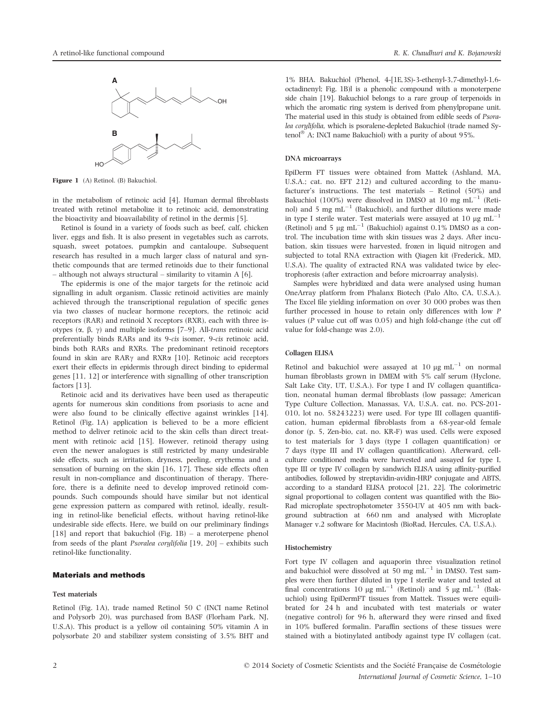Figure 1 (A) Retinol. (B) Bakuchiol.

in the metabolism of retinoic acid [4]. Human dermal fibroblasts treated with retinol metabolize it to retinoic acid, demonstrating the bioactivity and bioavailability of retinol in the dermis [5].

Retinol is found in a variety of foods such as beef, calf, chicken liver, eggs and fish. It is also present in vegetables such as carrots, squash, sweet potatoes, pumpkin and cantaloupe. Subsequent research has resulted in a much larger class of natural and synthetic compounds that are termed retinoids due to their functional – although not always structural – similarity to vitamin A [6].

The epidermis is one of the major targets for the retinoic acid signalling in adult organism. Classic retinoid activities are mainly achieved through the transcriptional regulation of specific genes via two classes of nuclear hormone receptors, the retinoic acid receptors (RAR) and retinoid X receptors (RXR), each with three isotypes ($\alpha$, $\beta$, $\gamma$) and multiple isoforms [7–9]. All-*trans* retinoic acid preferentially binds RARs and its 9-*cis* isomer, 9-*cis* retinoic acid, binds both RARs and RXRs. The predominant retinoid receptors found in skin are RAR$\gamma$ and RXR$\alpha$ [10]. Retinoic acid receptors exert their effects in epidermis through direct binding to epidermal genes [11, 12] or interference with signalling of other transcription factors [13].

Retinoic acid and its derivatives have been used as therapeutic agents for numerous skin conditions from psoriasis to acne and were also found to be clinically effective against wrinkles [14]. Retinol (Fig. 1A) application is believed to be a more efficient method to deliver retinoic acid to the skin cells than direct treatment with retinoic acid [15]. However, retinoid therapy using even the newer analogues is still restricted by many undesirable side effects, such as irritation, dryness, peeling, erythema and a sensation of burning on the skin [16, 17]. These side effects often result in non-compliance and discontinuation of therapy. Therefore, there is a definite need to develop improved retinoid compounds. Such compounds should have similar but not identical gene expression pattern as compared with retinol, ideally, resulting in retinol-like beneficial effects, without having retinol-like undesirable side effects. Here, we build on our preliminary findings [18] and report that bakuchiol (Fig. 1B) – a meroterpene phenol from seeds of the plant *Psoralea corylifolia* [19, 20] – exhibits such retinol-like functionality.

## Materials and methods

### Test materials

Retinol (Fig. 1A), trade named Retinol 50 C (INCI name Retinol and Polysorb 20), was purchased from BASF (Florham Park, NJ, U.S.A). This product is a yellow oil containing 50% vitamin A in polysorbate 20 and stabilizer system consisting of 3.5% BHT and 1% BHA. Bakuchiol (Phenol, 4-[1E,3S)-3-ethenyl-3,7-dimethyl-1,6-octadinenyl; Fig. 1B)] is a phenolic compound with a monoterpene side chain [19]. Bakuchiol belongs to a rare group of terpenoids in which the aromatic ring system is derived from phenylpropane unit. The material used in this study is obtained from edible seeds of *Psoralea corylifolia,* which is psoralene-depleted Bakuchiol (trade named Sytenol® A; INCI name Bakuchiol) with a purity of about 95%.

### DNA microarrays

EpiDerm FT tissues were obtained from Mattek (Ashland, MA, U.S.A.; cat. no. EFT 212) and cultured according to the manufacturer's instructions. The test materials – Retinol (50%) and Bakuchiol (100%) were dissolved in DMSO at 10 mg mL$^{-1}$ (Retinol) and 5 mg mL$^{-1}$ (Bakuchiol), and further dilutions were made in type I sterile water. Test materials were assayed at 10 μg mL$^{-1}$ (Retinol) and 5 μg mL$^{-1}$ (Bakuchiol) against 0.1% DMSO as a control. The incubation time with skin tissues was 2 days. After incubation, skin tissues were harvested, frozen in liquid nitrogen and subjected to total RNA extraction with Qiagen kit (Frederick, MD, U.S.A). The quality of extracted RNA was validated twice by electrophoresis (after extraction and before microarray analysis).

Samples were hybridized and data were analysed using human OneArray platform from Phalanx Biotech (Palo Alto, CA, U.S.A.). The Excel file yielding information on over 30 000 probes was then further processed in house to retain only differences with low *P* values (*P* value cut off was 0.05) and high fold-change (the cut off value for fold-change was 2.0).

### Collagen ELISA

Retinol and bakuchiol were assayed at 10 μg mL$^{-1}$ on normal human fibroblasts grown in DMEM with 5% calf serum (Hyclone, Salt Lake City, UT, U.S.A.). For type I and IV collagen quantification, neonatal human dermal fibroblasts (low passage; American Type Culture Collection, Manassas, VA, U.S.A. cat. no. PCS-201-010, lot no. 58243223) were used. For type III collagen quantification, human epidermal fibroblasts from a 68-year-old female donor (p. 5, Zen-bio, cat. no. KR-F) was used. Cells were exposed to test materials for 3 days (type I collagen quantification) or 7 days (type III and IV collagen quantification). Afterward, cell-culture conditioned media were harvested and assayed for type I, type III or type IV collagen by sandwich ELISA using affinity-purified antibodies, followed by streptavidin-avidin-HRP conjugate and ABTS, according to a standard ELISA protocol [21, 22]. The colorimetric signal proportional to collagen content was quantified with the Bio-Rad microplate spectrophotometer 3550-UV at 405 nm with background subtraction at 660 nm and analysed with Microplate Manager v.2 software for Macintosh (BioRad, Hercules, CA, U.S.A.).

### Histochemistry

Fort type IV collagen and aquaporin three visualization retinol and bakuchiol were dissolved at 50 mg mL$^{-1}$ in DMSO. Test samples were then further diluted in type I sterile water and tested at final concentrations 10 μg mL$^{-1}$ (Retinol) and 5 μg mL$^{-1}$ (Bakuchiol) using EpiDermFT tissues from Mattek. Tissues were equilibrated for 24 h and incubated with test materials or water (negative control) for 96 h, afterward they were rinsed and fixed in 10% buffered formalin. Paraffin sections of these tissues were stained with a biotinylated antibody against type IV collagen (cat.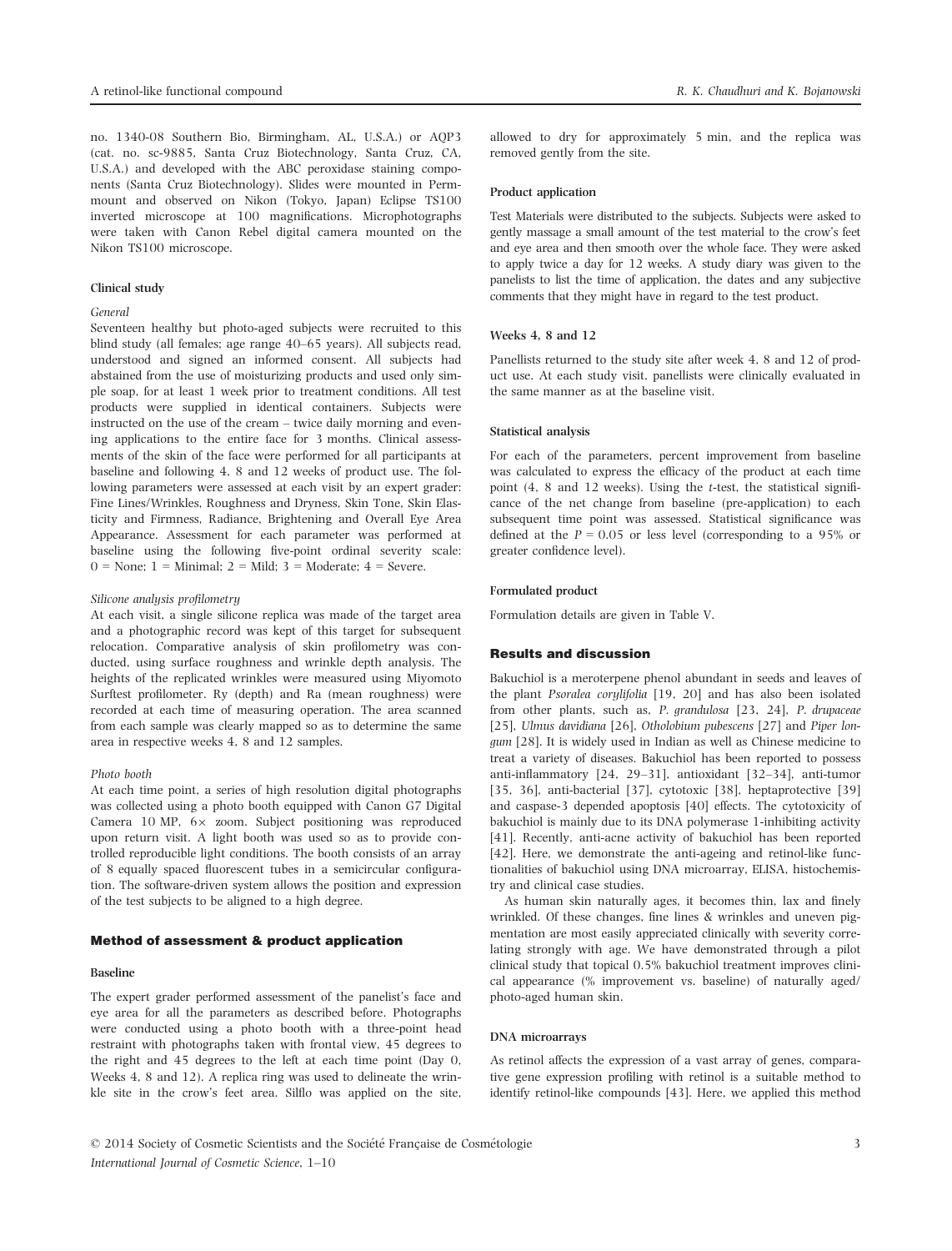no. 1340-08 Southern Bio, Birmingham, AL, U.S.A.) or AQP3 (cat. no. sc-9885, Santa Cruz Biotechnology, Santa Cruz, CA, U.S.A.) and developed with the ABC peroxidase staining components (Santa Cruz Biotechnology). Slides were mounted in Permmount and observed on Nikon (Tokyo, Japan) Eclipse TS100 inverted microscope at 100 magnifications. Microphotographs were taken with Canon Rebel digital camera mounted on the Nikon TS100 microscope.

#### Clinical study

*General*

Seventeen healthy but photo-aged subjects were recruited to this blind study (all females; age range 40–65 years). All subjects read, understood and signed an informed consent. All subjects had abstained from the use of moisturizing products and used only simple soap, for at least 1 week prior to treatment conditions. All test products were supplied in identical containers. Subjects were instructed on the use of the cream – twice daily morning and evening applications to the entire face for 3 months. Clinical assessments of the skin of the face were performed for all participants at baseline and following 4, 8 and 12 weeks of product use. The following parameters were assessed at each visit by an expert grader: Fine Lines/Wrinkles, Roughness and Dryness, Skin Tone, Skin Elasticity and Firmness, Radiance, Brightening and Overall Eye Area Appearance. Assessment for each parameter was performed at baseline using the following five-point ordinal severity scale: 0 = None; 1 = Minimal; 2 = Mild; 3 = Moderate; 4 = Severe.

*Silicone analysis profilometry*

At each visit, a single silicone replica was made of the target area and a photographic record was kept of this target for subsequent relocation. Comparative analysis of skin profilometry was conducted, using surface roughness and wrinkle depth analysis. The heights of the replicated wrinkles were measured using Miyomoto Surftest profilometer. Ry (depth) and Ra (mean roughness) were recorded at each time of measuring operation. The area scanned from each sample was clearly mapped so as to determine the same area in respective weeks 4, 8 and 12 samples.

*Photo booth*

At each time point, a series of high resolution digital photographs was collected using a photo booth equipped with Canon G7 Digital Camera 10 MP, 6× zoom. Subject positioning was reproduced upon return visit. A light booth was used so as to provide controlled reproducible light conditions. The booth consists of an array of 8 equally spaced fluorescent tubes in a semicircular configuration. The software-driven system allows the position and expression of the test subjects to be aligned to a high degree.

### Method of assessment & product application

#### Baseline

The expert grader performed assessment of the panelist's face and eye area for all the parameters as described before. Photographs were conducted using a photo booth with a three-point head restraint with photographs taken with frontal view, 45 degrees to the right and 45 degrees to the left at each time point (Day 0, Weeks 4, 8 and 12). A replica ring was used to delineate the wrinkle site in the crow's feet area. Silflo was applied on the site, allowed to dry for approximately 5 min, and the replica was removed gently from the site.

#### Product application

Test Materials were distributed to the subjects. Subjects were asked to gently massage a small amount of the test material to the crow's feet and eye area and then smooth over the whole face. They were asked to apply twice a day for 12 weeks. A study diary was given to the panelists to list the time of application, the dates and any subjective comments that they might have in regard to the test product.

#### Weeks 4, 8 and 12

Panellists returned to the study site after week 4, 8 and 12 of product use. At each study visit, panellists were clinically evaluated in the same manner as at the baseline visit.

#### Statistical analysis

For each of the parameters, percent improvement from baseline was calculated to express the efficacy of the product at each time point (4, 8 and 12 weeks). Using the *t*-test, the statistical significance of the net change from baseline (pre-application) to each subsequent time point was assessed. Statistical significance was defined at the $P = 0.05$ or less level (corresponding to a 95% or greater confidence level).

#### Formulated product

Formulation details are given in Table V.

### Results and discussion

Bakuchiol is a meroterpene phenol abundant in seeds and leaves of the plant *Psoralea corylifolia* [19, 20] and has also been isolated from other plants, such as, *P. grandulosa* [23, 24], *P. drupaceae* [25], *Ulmus davidiana* [26], *Otholobium pubescens* [27] and *Piper longum* [28]. It is widely used in Indian as well as Chinese medicine to treat a variety of diseases. Bakuchiol has been reported to possess anti-inflammatory [24, 29–31], antioxidant [32–34], anti-tumor [35, 36], anti-bacterial [37], cytotoxic [38], heptaprotective [39] and caspase-3 depended apoptosis [40] effects. The cytotoxicity of bakuchiol is mainly due to its DNA polymerase 1-inhibiting activity [41]. Recently, anti-acne activity of bakuchiol has been reported [42]. Here, we demonstrate the anti-ageing and retinol-like functionalities of bakuchiol using DNA microarray, ELISA, histochemistry and clinical case studies.

As human skin naturally ages, it becomes thin, lax and finely wrinkled. Of these changes, fine lines & wrinkles and uneven pigmentation are most easily appreciated clinically with severity correlating strongly with age. We have demonstrated through a pilot clinical study that topical 0.5% bakuchiol treatment improves clinical appearance (% improvement vs. baseline) of naturally aged/photo-aged human skin.

#### DNA microarrays

As retinol affects the expression of a vast array of genes, comparative gene expression profiling with retinol is a suitable method to identify retinol-like compounds [43]. Here, we applied this method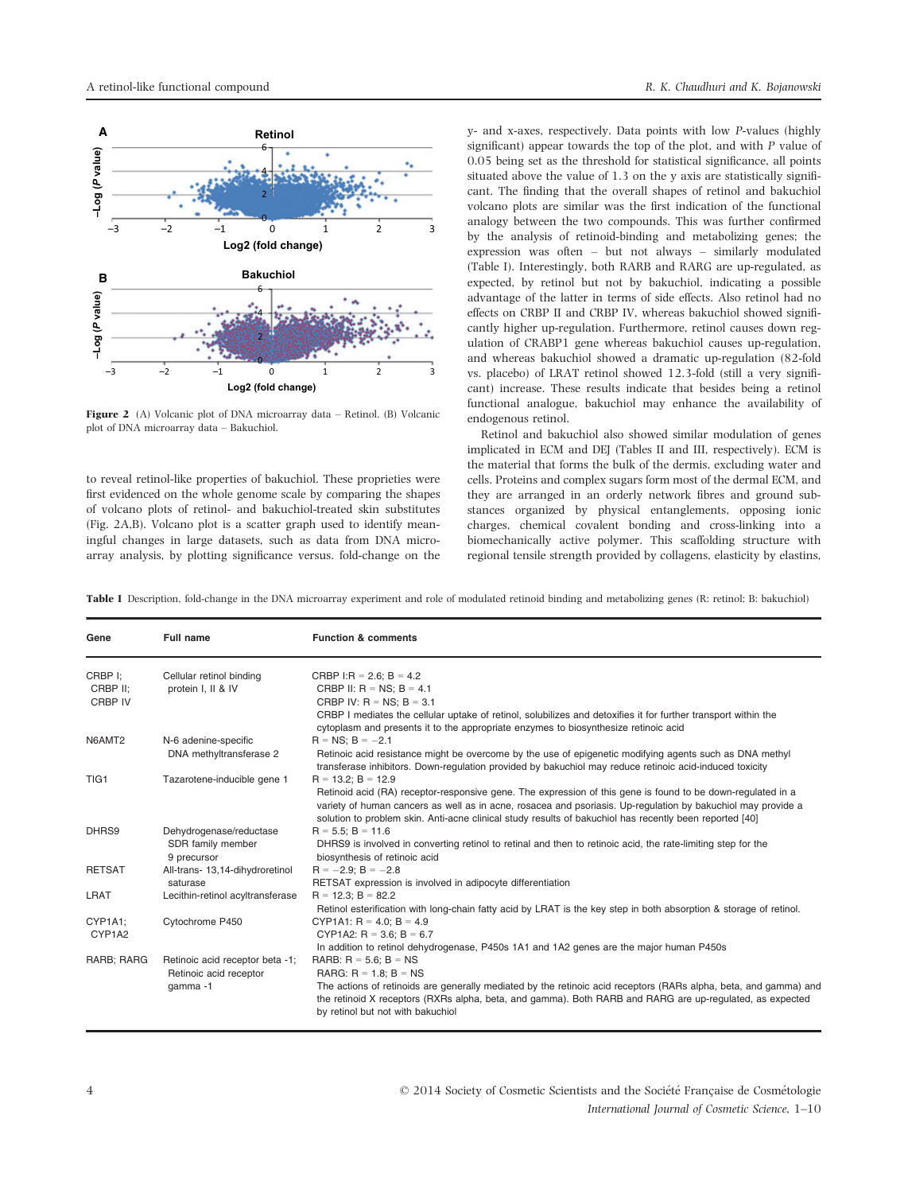A

Retinol

–Log (P value)

6

4

2

0

−3 −2 −1 0 1 2 3

Log2 (fold change)

B

Bakuchiol

–Log (P value)

6

4

2

0

−3 −2 −1 0 1 2 3

Log2 (fold change)

**Figure 2** (A) Volcanic plot of DNA microarray data – Retinol. (B) Volcanic plot of DNA microarray data – Bakuchiol.

to reveal retinol-like properties of bakuchiol. These proprieties were first evidenced on the whole genome scale by comparing the shapes of volcano plots of retinol- and bakuchiol-treated skin substitutes (Fig. 2A,B). Volcano plot is a scatter graph used to identify meaningful changes in large datasets, such as data from DNA microarray analysis, by plotting significance versus. fold-change on the y- and x-axes, respectively. Data points with low *P*-values (highly significant) appear towards the top of the plot, and with *P* value of 0.05 being set as the threshold for statistical significance, all points situated above the value of 1.3 on the y axis are statistically significant. The finding that the overall shapes of retinol and bakuchiol volcano plots are similar was the first indication of the functional analogy between the two compounds. This was further confirmed by the analysis of retinoid-binding and metabolizing genes; the expression was often – but not always – similarly modulated (Table I). Interestingly, both RARB and RARG are up-regulated, as expected, by retinol but not by bakuchiol, indicating a possible advantage of the latter in terms of side effects. Also retinol had no effects on CRBP II and CRBP IV, whereas bakuchiol showed significantly higher up-regulation. Furthermore, retinol causes down regulation of CRABP1 gene whereas bakuchiol causes up-regulation, and whereas bakuchiol showed a dramatic up-regulation (82-fold vs. placebo) of LRAT retinol showed 12.3-fold (still a very significant) increase. These results indicate that besides being a retinol functional analogue, bakuchiol may enhance the availability of endogenous retinol.

Retinol and bakuchiol also showed similar modulation of genes implicated in ECM and DEJ (Tables II and III, respectively). ECM is the material that forms the bulk of the dermis, excluding water and cells. Proteins and complex sugars form most of the dermal ECM, and they are arranged in an orderly network fibres and ground substances organized by physical entanglements, opposing ionic charges, chemical covalent bonding and cross-linking into a biomechanically active polymer. This scaffolding structure with regional tensile strength provided by collagens, elasticity by elastins,

**Table I** Description, fold-change in the DNA microarray experiment and role of modulated retinoid binding and metabolizing genes (R: retinol; B: bakuchiol)

| Gene | Full name | Function & comments |
|---|---|---|
| CRBP I; CRBP II; CRBP IV | Cellular retinol binding protein I, II & IV | CRBP I:R = 2.6; B = 4.2<br>CRBP II: R = NS; B = 4.1<br>CRBP IV: R = NS; B = 3.1<br>CRBP I mediates the cellular uptake of retinol, solubilizes and detoxifies it for further transport within the cytoplasm and presents it to the appropriate enzymes to biosynthesize retinoic acid |
| N6AMT2 | N-6 adenine-specific DNA methyltransferase 2 | R = NS; B = −2.1<br>Retinoic acid resistance might be overcome by the use of epigenetic modifying agents such as DNA methyl transferase inhibitors. Down-regulation provided by bakuchiol may reduce retinoic acid-induced toxicity |
| TIG1 | Tazarotene-inducible gene 1 | R = 13.2; B = 12.9<br>Retinoid acid (RA) receptor-responsive gene. The expression of this gene is found to be down-regulated in a variety of human cancers as well as in acne, rosacea and psoriasis. Up-regulation by bakuchiol may provide a solution to problem skin. Anti-acne clinical study results of bakuchiol has recently been reported [40] |
| DHRS9 | Dehydrogenase/reductase SDR family member 9 precursor | R = 5.5; B = 11.6<br>DHRS9 is involved in converting retinol to retinal and then to retinoic acid, the rate-limiting step for the biosynthesis of retinoic acid |
| RETSAT | All-trans- 13,14-dihydroretinol saturase | R = −2.9; B = −2.8<br>RETSAT expression is involved in adipocyte differentiation |
| LRAT | Lecithin-retinol acyltransferase | R = 12.3; B = 82.2<br>Retinol esterification with long-chain fatty acid by LRAT is the key step in both absorption & storage of retinol. |
| CYP1A1; CYP1A2 | Cytochrome P450 | CYP1A1: R = 4.0; B = 4.9<br>CYP1A2: R = 3.6; B = 6.7<br>In addition to retinol dehydrogenase, P450s 1A1 and 1A2 genes are the major human P450s |
| RARB; RARG | Retinoic acid receptor beta -1; Retinoic acid receptor gamma -1 | RARB: R = 5.6; B = NS<br>RARG: R = 1.8; B = NS<br>The actions of retinoids are generally mediated by the retinoic acid receptors (RARs alpha, beta, and gamma) and the retinoid X receptors (RXRs alpha, beta, and gamma). Both RARB and RARG are up-regulated, as expected by retinol but not with bakuchiol |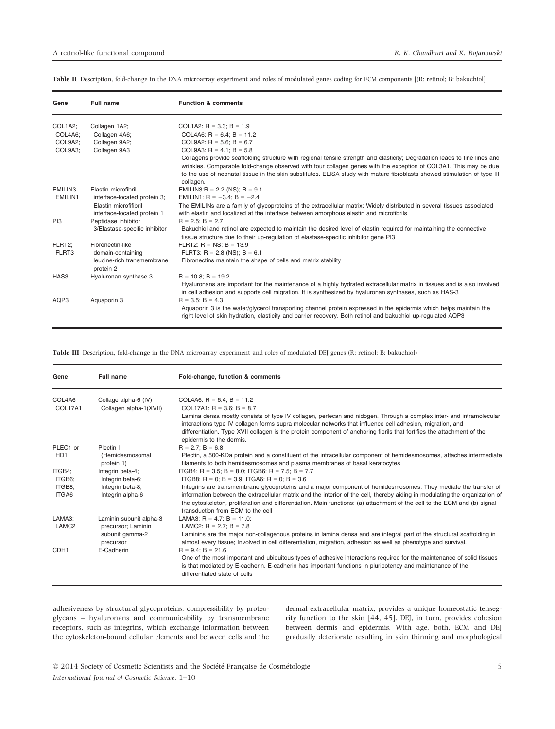**Table II** Description, fold-change in the DNA microarray experiment and roles of modulated genes coding for ECM components [(R: retinol; B: bakuchiol]

| Gene | Full name | Function & comments |
|---|---|---|
| COL1A2; COL4A6; COL9A2; COL9A3; | Collagen 1A2; Collagen 4A6; Collagen 9A2; Collagen 9A3 | COL1A2: R = 3.3; B = 1.9 COL4A6: R = 6.4; B = 11.2 COL9A2: R = 5.6; B = 6.7 COL9A3: R = 4.1; B = 5.8 Collagens provide scaffolding structure with regional tensile strength and elasticity; Degradation leads to fine lines and wrinkles. Comparable fold-change observed with four collagen genes with the exception of COL3A1. This may be due to the use of neonatal tissue in the skin substitutes. ELISA study with mature fibroblasts showed stimulation of type III collagen. |
| EMILIN3 EMILIN1 | Elastin microfibril interface-located protein 3; Elastin microfibril interface-located protein 1 | EMILIN3:R = 2.2 (NS); B = 9.1 EMILIN1: R = −3.4; B = −2.4 The EMILINs are a family of glycoproteins of the extracellular matrix; Widely distributed in several tissues associated with elastin and localized at the interface between amorphous elastin and microfibrils |
| PI3 | Peptidase inhibitor 3/Elastase-specific inhibitor | R = 2.5; B = 2.7 Bakuchiol and retinol are expected to maintain the desired level of elastin required for maintaining the connective tissue structure due to their up-regulation of elastase-specific inhibitor gene PI3 |
| FLRT2; FLRT3 | Fibronectin-like domain-containing leucine-rich transmembrane protein 2 | FLRT2: R = NS; B = 13.9 FLRT3: R = 2.8 (NS); B = 6.1 Fibronectins maintain the shape of cells and matrix stability |
| HAS3 | Hyaluronan synthase 3 | R = 10.8; B = 19.2 Hyaluronans are important for the maintenance of a highly hydrated extracellular matrix in tissues and is also involved in cell adhesion and supports cell migration. It is synthesized by hyaluronan synthases, such as HAS-3 |
| AQP3 | Aquaporin 3 | R = 3.5; B = 4.3 Aquaporin 3 is the water/glycerol transporting channel protein expressed in the epidermis which helps maintain the right level of skin hydration, elasticity and barrier recovery. Both retinol and bakuchiol up-regulated AQP3 |

**Table III** Description, fold-change in the DNA microarray experiment and roles of modulated DEJ genes (R: retinol; B: bakuchiol)

| Gene | Full name | Fold-change, function & comments |
|---|---|---|
| COL4A6 COL17A1 | Collage alpha-6 (IV) Collagen alpha-1(XVII) | COL4A6: R = 6.4; B = 11.2 COL17A1: R = 3.6; B = 8.7 Lamina densa mostly consists of type IV collagen, perlecan and nidogen. Through a complex inter- and intramolecular interactions type IV collagen forms supra molecular networks that influence cell adhesion, migration, and differentiation. Type XVII collagen is the protein component of anchoring fibrils that fortifies the attachment of the epidermis to the dermis. |
| PLEC1 or HD1 | Plectin I (Hemidesmosomal protein 1) | R = 2.7; B = 6.8 Plectin, a 500-KDa protein and a constituent of the intracellular component of hemidesmosomes, attaches intermediate filaments to both hemidesmosomes and plasma membranes of basal keratocytes |
| ITGB4; ITGB6; ITGB8; ITGA6 | Integrin beta-4; Integrin beta-6; Integrin beta-8; Integrin alpha-6 | ITGB4: R = 3.5; B = 8.0; ITGB6: R = 7.5; B = 7.7 ITGB8: R = 0; B = 3.9; ITGA6: R = 0; B = 3.6 Integrins are transmembrane glycoproteins and a major component of hemidesmosomes. They mediate the transfer of information between the extracellular matrix and the interior of the cell, thereby aiding in modulating the organization of the cytoskeleton, proliferation and differentiation. Main functions: (a) attachment of the cell to the ECM and (b) signal transduction from ECM to the cell |
| LAMA3; LAMC2 | Laminin subunit alpha-3 precursor; Laminin subunit gamma-2 precursor | LAMA3: R = 4.7; B = 11.0; LAMC2: R = 2.7; B = 7.8 Laminins are the major non-collagenous proteins in lamina densa and are integral part of the structural scaffolding in almost every tissue; Involved in cell differentiation, migration, adhesion as well as phenotype and survival. |
| CDH1 | E-Cadherin | R = 9.4; B = 21.6 One of the most important and ubiquitous types of adhesive interactions required for the maintenance of solid tissues is that mediated by E-cadherin. E-cadherin has important functions in pluripotency and maintenance of the differentiated state of cells |

adhesiveness by structural glycoproteins, compressibility by proteoglycans – hyaluronans and communicability by transmembrane receptors, such as integrins, which exchange information between the cytoskeleton-bound cellular elements and between cells and the dermal extracellular matrix, provides a unique homeostatic tensegrity function to the skin [44, 45]. DEJ, in turn, provides cohesion between dermis and epidermis. With age, both, ECM and DEJ gradually deteriorate resulting in skin thinning and morphological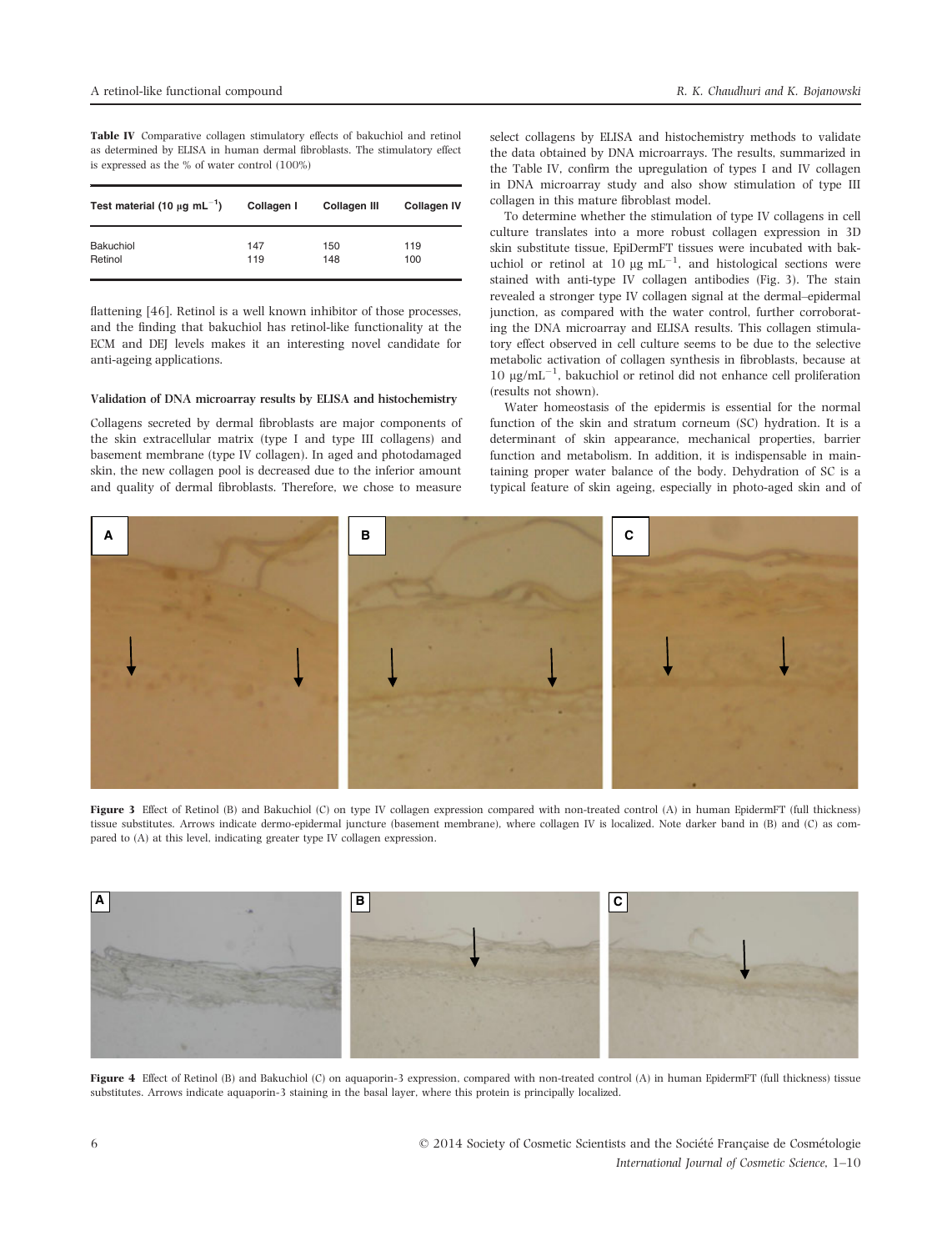**Table IV** Comparative collagen stimulatory effects of bakuchiol and retinol as determined by ELISA in human dermal fibroblasts. The stimulatory effect is expressed as the % of water control (100%)

| Test material (10 μg mL$^{-1}$) | Collagen I | Collagen III | Collagen IV |
|---|---|---|---|
| Bakuchiol | 147 | 150 | 119 |
| Retinol | 119 | 148 | 100 |

flattening [46]. Retinol is a well known inhibitor of those processes, and the finding that bakuchiol has retinol-like functionality at the ECM and DEJ levels makes it an interesting novel candidate for anti-ageing applications.

### Validation of DNA microarray results by ELISA and histochemistry

Collagens secreted by dermal fibroblasts are major components of the skin extracellular matrix (type I and type III collagens) and basement membrane (type IV collagen). In aged and photodamaged skin, the new collagen pool is decreased due to the inferior amount and quality of dermal fibroblasts. Therefore, we chose to measure select collagens by ELISA and histochemistry methods to validate the data obtained by DNA microarrays. The results, summarized in the Table IV, confirm the upregulation of types I and IV collagen in DNA microarray study and also show stimulation of type III collagen in this mature fibroblast model.

To determine whether the stimulation of type IV collagens in cell culture translates into a more robust collagen expression in 3D skin substitute tissue, EpiDermFT tissues were incubated with bakuchiol or retinol at 10 μg mL$^{-1}$, and histological sections were stained with anti-type IV collagen antibodies (Fig. 3). The stain revealed a stronger type IV collagen signal at the dermal–epidermal junction, as compared with the water control, further corroborating the DNA microarray and ELISA results. This collagen stimulatory effect observed in cell culture seems to be due to the selective metabolic activation of collagen synthesis in fibroblasts, because at 10 μg/mL$^{-1}$, bakuchiol or retinol did not enhance cell proliferation (results not shown).

Water homeostasis of the epidermis is essential for the normal function of the skin and stratum corneum (SC) hydration. It is a determinant of skin appearance, mechanical properties, barrier function and metabolism. In addition, it is indispensable in maintaining proper water balance of the body. Dehydration of SC is a typical feature of skin ageing, especially in photo-aged skin and of

**Figure 3** Effect of Retinol (B) and Bakuchiol (C) on type IV collagen expression compared with non-treated control (A) in human EpidermFT (full thickness) tissue substitutes. Arrows indicate dermo-epidermal juncture (basement membrane), where collagen IV is localized. Note darker band in (B) and (C) as compared to (A) at this level, indicating greater type IV collagen expression.

**Figure 4** Effect of Retinol (B) and Bakuchiol (C) on aquaporin-3 expression, compared with non-treated control (A) in human EpidermFT (full thickness) tissue substitutes. Arrows indicate aquaporin-3 staining in the basal layer, where this protein is principally localized.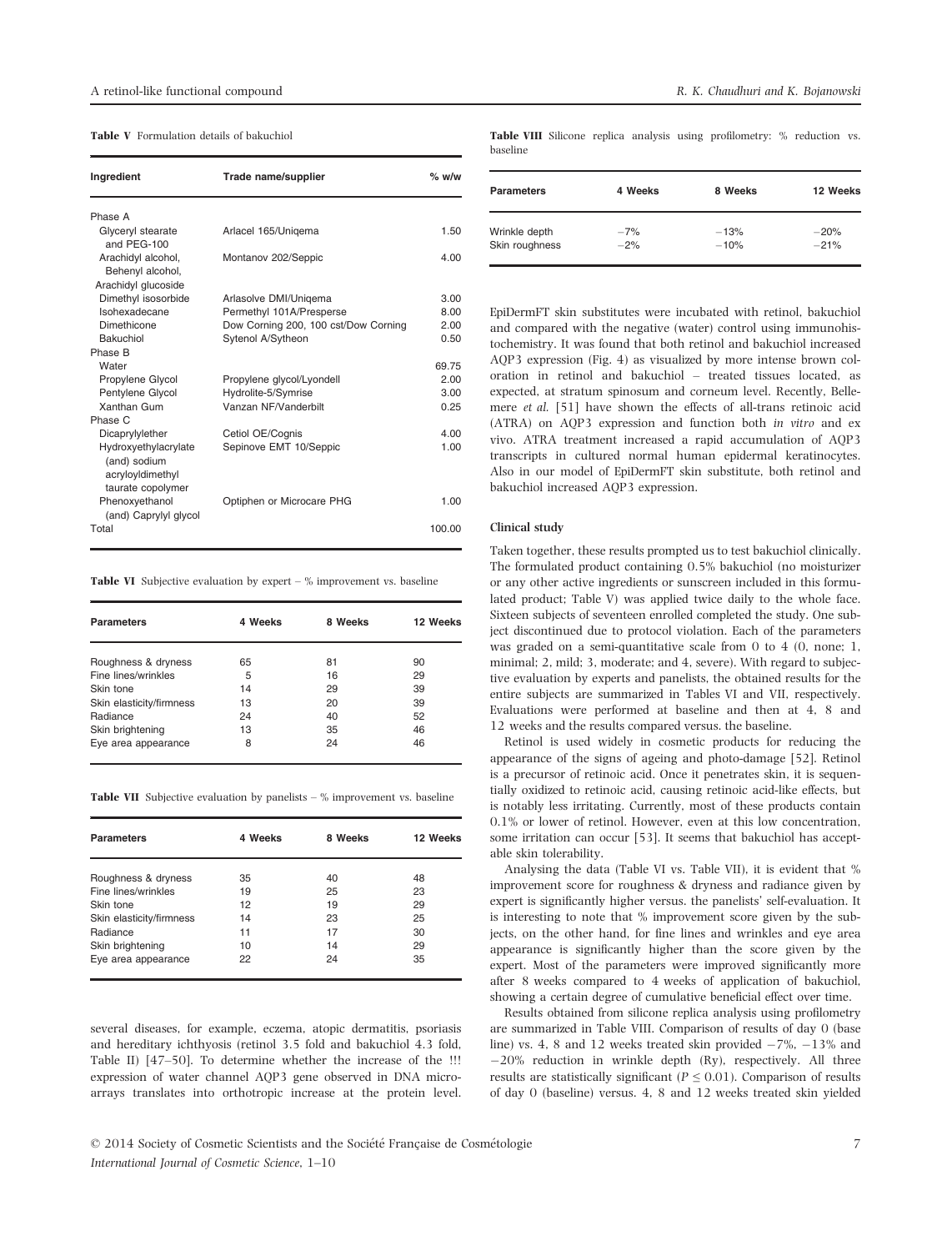**Table V** Formulation details of bakuchiol

| Ingredient | Trade name/supplier | % w/w |
|---|---|---|
| Phase A | | |
| Glyceryl stearate and PEG-100 | Arlacel 165/Uniqema | 1.50 |
| Arachidyl alcohol, Behenyl alcohol, Arachidyl glucoside | Montanov 202/Seppic | 4.00 |
| Dimethyl isosorbide | Arlasolve DMI/Uniqema | 3.00 |
| Isohexadecane | Permethyl 101A/Presperse | 8.00 |
| Dimethicone | Dow Corning 200, 100 cst/Dow Corning | 2.00 |
| Bakuchiol | Sytenol A/Sytheon | 0.50 |
| Phase B | | |
| Water | | 69.75 |
| Propylene Glycol | Propylene glycol/Lyondell | 2.00 |
| Pentylene Glycol | Hydrolite-5/Symrise | 3.00 |
| Xanthan Gum | Vanzan NF/Vanderbilt | 0.25 |
| Phase C | | |
| Dicaprylylether | Cetiol OE/Cognis | 4.00 |
| Hydroxyethylacrylate (and) sodium acryloyldimethyl taurate copolymer | Sepinove EMT 10/Seppic | 1.00 |
| Phenoxyethanol (and) Caprylyl glycol | Optiphen or Microcare PHG | 1.00 |
| Total | | 100.00 |

**Table VI** Subjective evaluation by expert – % improvement vs. baseline

| Parameters | 4 Weeks | 8 Weeks | 12 Weeks |
|---|---|---|---|
| Roughness & dryness | 65 | 81 | 90 |
| Fine lines/wrinkles | 5 | 16 | 29 |
| Skin tone | 14 | 29 | 39 |
| Skin elasticity/firmness | 13 | 20 | 39 |
| Radiance | 24 | 40 | 52 |
| Skin brightening | 13 | 35 | 46 |
| Eye area appearance | 8 | 24 | 46 |

**Table VII** Subjective evaluation by panelists – % improvement vs. baseline

| Parameters | 4 Weeks | 8 Weeks | 12 Weeks |
|---|---|---|---|
| Roughness & dryness | 35 | 40 | 48 |
| Fine lines/wrinkles | 19 | 25 | 23 |
| Skin tone | 12 | 19 | 29 |
| Skin elasticity/firmness | 14 | 23 | 25 |
| Radiance | 11 | 17 | 30 |
| Skin brightening | 10 | 14 | 29 |
| Eye area appearance | 22 | 24 | 35 |

several diseases, for example, eczema, atopic dermatitis, psoriasis and hereditary ichthyosis (retinol 3.5 fold and bakuchiol 4.3 fold, Table II) [47–50]. To determine whether the increase of the !!! expression of water channel AQP3 gene observed in DNA microarrays translates into orthotropic increase at the protein level. EpiDermFT skin substitutes were incubated with retinol, bakuchiol and compared with the negative (water) control using immunohistochemistry. It was found that both retinol and bakuchiol increased AQP3 expression (Fig. 4) as visualized by more intense brown coloration in retinol and bakuchiol – treated tissues located, as expected, at stratum spinosum and corneum level. Recently, Bellemere *et al.* [51] have shown the effects of all-trans retinoic acid (ATRA) on AQP3 expression and function both *in vitro* and ex vivo. ATRA treatment increased a rapid accumulation of AQP3 transcripts in cultured normal human epidermal keratinocytes. Also in our model of EpiDermFT skin substitute, both retinol and bakuchiol increased AQP3 expression.

**Table VIII** Silicone replica analysis using profilometry: % reduction vs. baseline

| Parameters | 4 Weeks | 8 Weeks | 12 Weeks |
|---|---|---|---|
| Wrinkle depth | −7% | −13% | −20% |
| Skin roughness | −2% | −10% | −21% |

### Clinical study

Taken together, these results prompted us to test bakuchiol clinically. The formulated product containing 0.5% bakuchiol (no moisturizer or any other active ingredients or sunscreen included in this formulated product; Table V) was applied twice daily to the whole face. Sixteen subjects of seventeen enrolled completed the study. One subject discontinued due to protocol violation. Each of the parameters was graded on a semi-quantitative scale from 0 to 4 (0, none; 1, minimal; 2, mild; 3, moderate; and 4, severe). With regard to subjective evaluation by experts and panelists, the obtained results for the entire subjects are summarized in Tables VI and VII, respectively. Evaluations were performed at baseline and then at 4, 8 and 12 weeks and the results compared versus. the baseline.

Retinol is used widely in cosmetic products for reducing the appearance of the signs of ageing and photo-damage [52]. Retinol is a precursor of retinoic acid. Once it penetrates skin, it is sequentially oxidized to retinoic acid, causing retinoic acid-like effects, but is notably less irritating. Currently, most of these products contain 0.1% or lower of retinol. However, even at this low concentration, some irritation can occur [53]. It seems that bakuchiol has acceptable skin tolerability.

Analysing the data (Table VI vs. Table VII), it is evident that % improvement score for roughness & dryness and radiance given by expert is significantly higher versus. the panelists' self-evaluation. It is interesting to note that % improvement score given by the subjects, on the other hand, for fine lines and wrinkles and eye area appearance is significantly higher than the score given by the expert. Most of the parameters were improved significantly more after 8 weeks compared to 4 weeks of application of bakuchiol, showing a certain degree of cumulative beneficial effect over time.

Results obtained from silicone replica analysis using profilometry are summarized in Table VIII. Comparison of results of day 0 (base line) vs. 4, 8 and 12 weeks treated skin provided −7%, −13% and −20% reduction in wrinkle depth (Ry), respectively. All three results are statistically significant ($P \leq 0.01$). Comparison of results of day 0 (baseline) versus. 4, 8 and 12 weeks treated skin yielded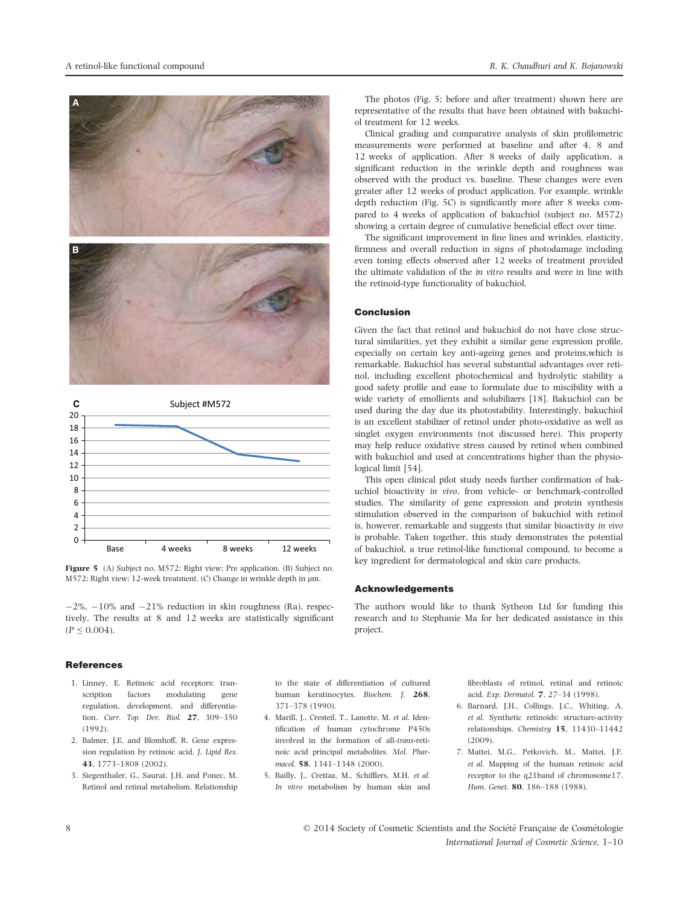Figure 5 (A) Subject no. M572; Right view; Pre application. (B) Subject no. M572; Right view; 12-week treatment. (C) Change in wrinkle depth in μm.

−2%, −10% and −21% reduction in skin roughness (Ra), respectively. The results at 8 and 12 weeks are statistically significant ($P \leq 0.004$).

The photos (Fig. 5; before and after treatment) shown here are representative of the results that have been obtained with bakuchiol treatment for 12 weeks.

Clinical grading and comparative analysis of skin profilometric measurements were performed at baseline and after 4, 8 and 12 weeks of application. After 8 weeks of daily application, a significant reduction in the wrinkle depth and roughness was observed with the product vs. baseline. These changes were even greater after 12 weeks of product application. For example, wrinkle depth reduction (Fig. 5C) is significantly more after 8 weeks compared to 4 weeks of application of bakuchiol (subject no. M572) showing a certain degree of cumulative beneficial effect over time.

The significant improvement in fine lines and wrinkles, elasticity, firmness and overall reduction in signs of photodamage including even toning effects observed after 12 weeks of treatment provided the ultimate validation of the *in vitro* results and were in line with the retinoid-type functionality of bakuchiol.

## Conclusion

Given the fact that retinol and bakuchiol do not have close structural similarities, yet they exhibit a similar gene expression profile, especially on certain key anti-ageing genes and proteins,which is remarkable. Bakuchiol has several substantial advantages over retinol, including excellent photochemical and hydrolytic stability a good safety profile and ease to formulate due to miscibility with a wide variety of emollients and solubilizers [18]. Bakuchiol can be used during the day due its photostability. Interestingly, bakuchiol is an excellent stabilizer of retinol under photo-oxidative as well as singlet oxygen environments (not discussed here). This property may help reduce oxidative stress caused by retinol when combined with bakuchiol and used at concentrations higher than the physiological limit [54].

This open clinical pilot study needs further confirmation of bakuchiol bioactivity *in vivo*, from vehicle- or benchmark-controlled studies. The similarity of gene expression and protein synthesis stimulation observed in the comparison of bakuchiol with retinol is, however, remarkable and suggests that similar bioactivity *in vivo* is probable. Taken together, this study demonstrates the potential of bakuchiol, a true retinol-like functional compound, to become a key ingredient for dermatological and skin care products.

## Acknowledgements

The authors would like to thank Sytheon Ltd for funding this research and to Stephanie Ma for her dedicated assistance in this project.

## References

1. Linney, E. Retinoic acid receptors: transcription factors modulating gene regulation, development, and differentiation. *Curr. Top. Dev. Biol.* **27**, 309–350 (1992).
2. Balmer, J.E. and Blomhoff, R. Gene expression regulation by retinoic acid. *J. Lipid Res.* **43**, 1773–1808 (2002).
3. Siegenthaler, G., Saurat, J.H. and Ponec, M. Retinol and retinal metabolism. Relationship to the state of differentiation of cultured human keratinocytes. *Biochem. J.* **268**, 371–378 (1990).
4. Marill, J., Cresteil, T., Lanotte, M. *et al.* Identification of human cytochrome P450s involved in the formation of all-*trans*-retinoic acid principal metabolites. *Mol. Pharmacol.* **58**, 1341–1348 (2000).
5. Bailly, J., Crettaz, M., Schifflers, M.H. *et al. In vitro* metabolism by human skin and fibroblasts of retinol, retinal and retinoic acid. *Exp. Dermatol.* **7**, 27–34 (1998).
6. Barnard, J.H., Collings, J.C., Whiting, A. *et al.* Synthetic retinoids: structure-activity relationships. *Chemistry* **15**, 11430–11442 (2009).
7. Mattei, M.G., Petkovich, M., Mattei, J.F. *et al.* Mapping of the human retinoic acid receptor to the q21band of chromosome17. *Hum. Genet.* **80**, 186–188 (1988).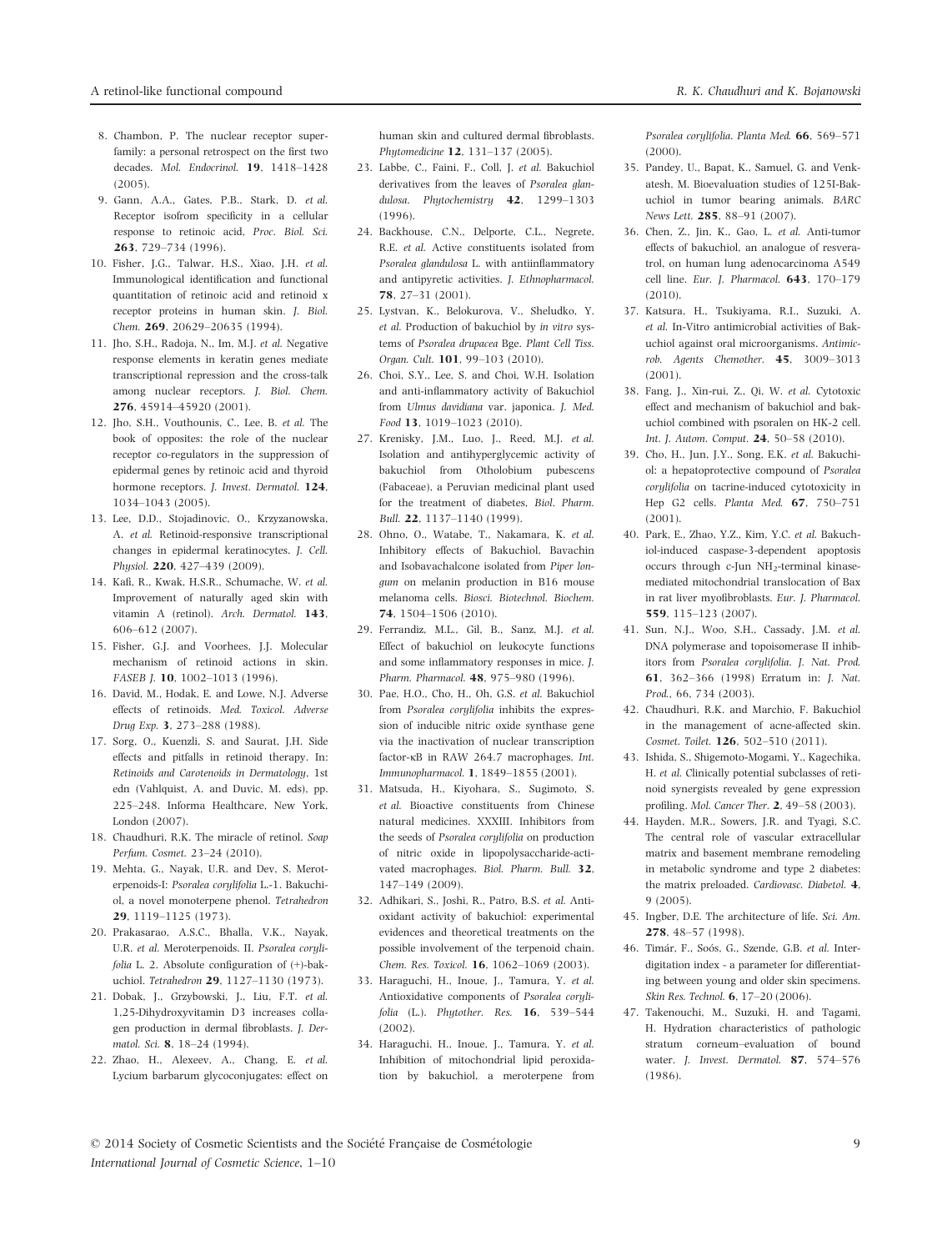8. Chambon, P. The nuclear receptor superfamily: a personal retrospect on the first two decades. *Mol. Endocrinol.* **19**, 1418–1428 (2005).
9. Gann, A.A., Gates, P.B., Stark, D. *et al.* Receptor isofrom specificity in a cellular response to retinoic acid, *Proc. Biol. Sci.* **263**, 729–734 (1996).
10. Fisher, J.G., Talwar, H.S., Xiao, J.H. *et al.* Immunological identification and functional quantitation of retinoic acid and retinoid x receptor proteins in human skin. *J. Biol. Chem.* **269**, 20629–20635 (1994).
11. Jho, S.H., Radoja, N., Im, M.J. *et al.* Negative response elements in keratin genes mediate transcriptional repression and the cross-talk among nuclear receptors. *J. Biol. Chem.* **276**, 45914–45920 (2001).
12. Jho, S.H., Vouthounis, C., Lee, B. *et al.* The book of opposites: the role of the nuclear receptor co-regulators in the suppression of epidermal genes by retinoic acid and thyroid hormone receptors. *J. Invest. Dermatol.* **124**, 1034–1043 (2005).
13. Lee, D.D., Stojadinovic, O., Krzyzanowska, A. *et al.* Retinoid-responsive transcriptional changes in epidermal keratinocytes. *J. Cell. Physiol.* **220**, 427–439 (2009).
14. Kafi, R., Kwak, H.S.R., Schumache, W. *et al.* Improvement of naturally aged skin with vitamin A (retinol). *Arch. Dermatol.* **143**, 606–612 (2007).
15. Fisher, G.J. and Voorhees, J.J. Molecular mechanism of retinoid actions in skin. *FASEB J.* **10**, 1002–1013 (1996).
16. David, M., Hodak, E. and Lowe, N.J. Adverse effects of retinoids. *Med. Toxicol. Adverse Drug Exp.* **3**, 273–288 (1988).
17. Sorg, O., Kuenzli, S. and Saurat, J.H. Side effects and pitfalls in retinoid therapy. In: *Retinoids and Carotenoids in Dermatology*, 1st edn (Vahlquist, A. and Duvic, M. eds), pp. 225–248. Informa Healthcare, New York, London (2007).
18. Chaudhuri, R.K. The miracle of retinol. *Soap Perfum. Cosmet.* 23–24 (2010).
19. Mehta, G., Nayak, U.R. and Dev, S. Meroterpenoids-I: *Psoralea corylifolia* L.-1. Bakuchiol, a novel monoterpene phenol. *Tetrahedron* **29**, 1119–1125 (1973).
20. Prakasarao, A.S.C., Bhalla, V.K., Nayak, U.R. *et al.* Meroterpenoids. II. *Psoralea corylifolia* L. 2. Absolute configuration of (+)-bakuchiol. *Tetrahedron* **29**, 1127–1130 (1973).
21. Dobak, J., Grzybowski, J., Liu, F.T. *et al.* 1,25-Dihydroxyvitamin D3 increases collagen production in dermal fibroblasts. *J. Dermatol. Sci.* **8**, 18–24 (1994).
22. Zhao, H., Alexeev, A., Chang, E. *et al.* Lycium barbarum glycoconjugates: effect on human skin and cultured dermal fibroblasts. *Phytomedicine* **12**, 131–137 (2005).
23. Labbe, C., Faini, F., Coll, J. *et al.* Bakuchiol derivatives from the leaves of *Psoralea glandulosa*. *Phytochemistry* **42**, 1299–1303 (1996).
24. Backhouse, C.N., Delporte, C.L., Negrete, R.E. *et al.* Active constituents isolated from *Psoralea glandulosa* L. with antiinflammatory and antipyretic activities. *J. Ethnopharmacol.* **78**, 27–31 (2001).
25. Lystvan, K., Belokurova, V., Sheludko, Y. *et al.* Production of bakuchiol by *in vitro* systems of *Psoralea drupacea* Bge. *Plant Cell Tiss. Organ. Cult.* **101**, 99–103 (2010).
26. Choi, S.Y., Lee, S. and Choi, W.H. Isolation and anti-inflammatory activity of Bakuchiol from *Ulmus davidiana* var. japonica. *J. Med. Food* **13**, 1019–1023 (2010).
27. Krenisky, J.M., Luo, J., Reed, M.J. *et al.* Isolation and antihyperglycemic activity of bakuchiol from Otholobium pubescens (Fabaceae), a Peruvian medicinal plant used for the treatment of diabetes, *Biol. Pharm. Bull.* **22**, 1137–1140 (1999).
28. Ohno, O., Watabe, T., Nakamara, K. *et al.* Inhibitory effects of Bakuchiol, Bavachin and Isobavachalcone isolated from *Piper longum* on melanin production in B16 mouse melanoma cells. *Biosci. Biotechnol. Biochem.* **74**, 1504–1506 (2010).
29. Ferrandiz, M.L., Gil, B., Sanz, M.J. *et al.* Effect of bakuchiol on leukocyte functions and some inflammatory responses in mice. *J. Pharm. Pharmacol.* **48**, 975–980 (1996).
30. Pae, H.O., Cho, H., Oh, G.S. *et al.* Bakuchiol from *Psoralea corylifolia* inhibits the expression of inducible nitric oxide synthase gene via the inactivation of nuclear transcription factor-κB in RAW 264.7 macrophages. *Int. Immunopharmacol.* **1**, 1849–1855 (2001).
31. Matsuda, H., Kiyohara, S., Sugimoto, S. *et al.* Bioactive constituents from Chinese natural medicines. XXXIII. Inhibitors from the seeds of *Psoralea corylifolia* on production of nitric oxide in lipopolysaccharide-activated macrophages. *Biol. Pharm. Bull.* **32**, 147–149 (2009).
32. Adhikari, S., Joshi, R., Patro, B.S. *et al.* Antioxidant activity of bakuchiol: experimental evidences and theoretical treatments on the possible involvement of the terpenoid chain. *Chem. Res. Toxicol.* **16**, 1062–1069 (2003).
33. Haraguchi, H., Inoue, J., Tamura, Y. *et al.* Antioxidative components of *Psoralea corylifolia* (L.). *Phytother. Res.* **16**, 539–544 (2002).
34. Haraguchi, H., Inoue, J., Tamura, Y. *et al.* Inhibition of mitochondrial lipid peroxidation by bakuchiol, a meroterpene from *Psoralea corylifolia*. *Planta Med.* **66**, 569–571 (2000).
35. Pandey, U., Bapat, K., Samuel, G. and Venkatesh, M. Bioevaluation studies of 125I-Bakuchiol in tumor bearing animals. *BARC News Lett.* **285**, 88–91 (2007).
36. Chen, Z., Jin, K., Gao, L. *et al.* Anti-tumor effects of bakuchiol, an analogue of resveratrol, on human lung adenocarcinoma A549 cell line. *Eur. J. Pharmacol.* **643**, 170–179 (2010).
37. Katsura, H., Tsukiyama, R.I., Suzuki, A. *et al.* In-Vitro antimicrobial activities of Bakuchiol against oral microorganisms. *Antimicrob. Agents Chemother.* **45**, 3009–3013 (2001).
38. Fang, J., Xin-rui, Z., Qi, W. *et al.* Cytotoxic effect and mechanism of bakuchiol and bakuchiol combined with psoralen on HK-2 cell. *Int. J. Autom. Comput.* **24**, 50–58 (2010).
39. Cho, H., Jun, J.Y., Song, E.K. *et al.* Bakuchiol: a hepatoprotective compound of *Psoralea corylifolia* on tacrine-induced cytotoxicity in Hep G2 cells. *Planta Med.* **67**, 750–751 (2001).
40. Park, E., Zhao, Y.Z., Kim, Y.C. *et al.* Bakuchiol-induced caspase-3-dependent apoptosis occurs through c-Jun $NH_2$-terminal kinase-mediated mitochondrial translocation of Bax in rat liver myofibroblasts. *Eur. J. Pharmacol.* **559**, 115–123 (2007).
41. Sun, N.J., Woo, S.H., Cassady, J.M. *et al.* DNA polymerase and topoisomerase II inhibitors from *Psoralea corylifolia*. *J. Nat. Prod.* **61**, 362–366 (1998) Erratum in: *J. Nat. Prod.*, 66, 734 (2003).
42. Chaudhuri, R.K. and Marchio, F. Bakuchiol in the management of acne-affected skin. *Cosmet. Toilet.* **126**, 502–510 (2011).
43. Ishida, S., Shigemoto-Mogami, Y., Kagechika, H. *et al.* Clinically potential subclasses of retinoid synergists revealed by gene expression profiling. *Mol. Cancer Ther.* **2**, 49–58 (2003).
44. Hayden, M.R., Sowers, J.R. and Tyagi, S.C. The central role of vascular extracellular matrix and basement membrane remodeling in metabolic syndrome and type 2 diabetes: the matrix preloaded. *Cardiovasc. Diabetol.* **4**, 9 (2005).
45. Ingber, D.E. The architecture of life. *Sci. Am.* **278**, 48–57 (1998).
46. Timár, F., Soós, G., Szende, G.B. *et al.* Interdigitation index - a parameter for differentiating between young and older skin specimens. *Skin Res. Technol.* **6**, 17–20 (2006).
47. Takenouchi, M., Suzuki, H. and Tagami, H. Hydration characteristics of pathologic stratum corneum–evaluation of bound water. *J. Invest. Dermatol.* **87**, 574–576 (1986).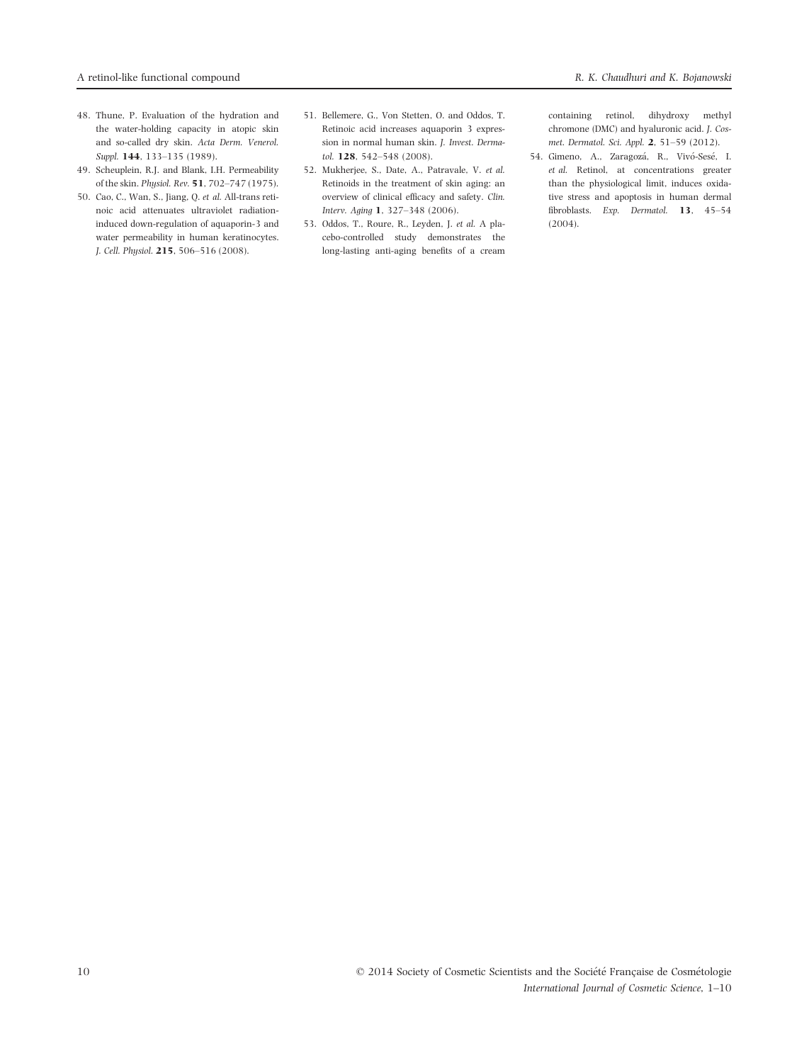48. Thune, P. Evaluation of the hydration and the water-holding capacity in atopic skin and so-called dry skin. *Acta Derm. Venerol. Suppl.* **144**, 133–135 (1989).
49. Scheuplein, R.J. and Blank, I.H. Permeability of the skin. *Physiol. Rev.* **51**, 702–747 (1975).
50. Cao, C., Wan, S., Jiang, Q. *et al.* All-trans retinoic acid attenuates ultraviolet radiation-induced down-regulation of aquaporin-3 and water permeability in human keratinocytes. *J. Cell. Physiol.* **215**, 506–516 (2008).
51. Bellemere, G., Von Stetten, O. and Oddos, T. Retinoic acid increases aquaporin 3 expression in normal human skin. *J. Invest. Dermatol.* **128**, 542–548 (2008).
52. Mukherjee, S., Date, A., Patravale, V. *et al.* Retinoids in the treatment of skin aging: an overview of clinical efficacy and safety. *Clin. Interv. Aging* **1**, 327–348 (2006).
53. Oddos, T., Roure, R., Leyden, J. *et al.* A placebo-controlled study demonstrates the long-lasting anti-aging benefits of a cream containing retinol, dihydroxy methyl chromone (DMC) and hyaluronic acid. *J. Cosmet. Dermatol. Sci. Appl.* **2**, 51–59 (2012).
54. Gimeno, A., Zaragozá, R., Vivó-Sesé, I. *et al.* Retinol, at concentrations greater than the physiological limit, induces oxidative stress and apoptosis in human dermal fibroblasts. *Exp. Dermatol.* **13**, 45–54 (2004).